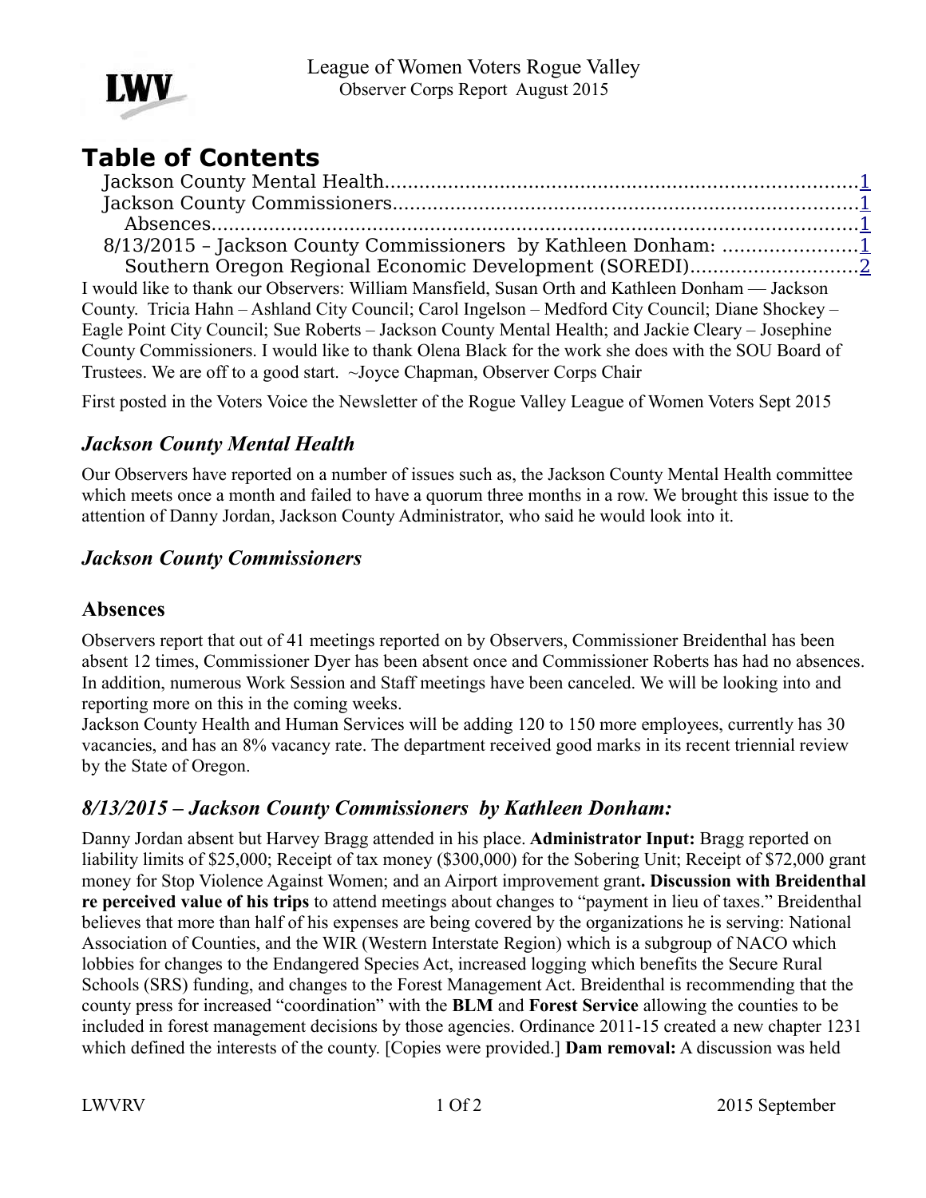League of Women Voters Rogue Valley
Observer Corps Report August 2015

# Table of Contents

- Jackson County Mental Health....................1
- Jackson County Commissioners....................1
  - Absences....................1
- 8/13/2015 – Jackson County Commissioners by Kathleen Donham: ....................1
  - Southern Oregon Regional Economic Development (SOREDI)....................2

I would like to thank our Observers: William Mansfield, Susan Orth and Kathleen Donham — Jackson County. Tricia Hahn – Ashland City Council; Carol Ingelson – Medford City Council; Diane Shockey – Eagle Point City Council; Sue Roberts – Jackson County Mental Health; and Jackie Cleary – Josephine County Commissioners. I would like to thank Olena Black for the work she does with the SOU Board of Trustees. We are off to a good start. ~Joyce Chapman, Observer Corps Chair

First posted in the Voters Voice the Newsletter of the Rogue Valley League of Women Voters Sept 2015

## *Jackson County Mental Health*

Our Observers have reported on a number of issues such as, the Jackson County Mental Health committee which meets once a month and failed to have a quorum three months in a row. We brought this issue to the attention of Danny Jordan, Jackson County Administrator, who said he would look into it.

## *Jackson County Commissioners*

### Absences

Observers report that out of 41 meetings reported on by Observers, Commissioner Breidenthal has been absent 12 times, Commissioner Dyer has been absent once and Commissioner Roberts has had no absences. In addition, numerous Work Session and Staff meetings have been canceled. We will be looking into and reporting more on this in the coming weeks.

Jackson County Health and Human Services will be adding 120 to 150 more employees, currently has 30 vacancies, and has an 8% vacancy rate. The department received good marks in its recent triennial review by the State of Oregon.

## *8/13/2015 – Jackson County Commissioners by Kathleen Donham:*

Danny Jordan absent but Harvey Bragg attended in his place. **Administrator Input:** Bragg reported on liability limits of $25,000; Receipt of tax money ($300,000) for the Sobering Unit; Receipt of $72,000 grant money for Stop Violence Against Women; and an Airport improvement grant**. Discussion with Breidenthal re perceived value of his trips** to attend meetings about changes to "payment in lieu of taxes." Breidenthal believes that more than half of his expenses are being covered by the organizations he is serving: National Association of Counties, and the WIR (Western Interstate Region) which is a subgroup of NACO which lobbies for changes to the Endangered Species Act, increased logging which benefits the Secure Rural Schools (SRS) funding, and changes to the Forest Management Act. Breidenthal is recommending that the county press for increased "coordination" with the **BLM** and **Forest Service** allowing the counties to be included in forest management decisions by those agencies. Ordinance 2011-15 created a new chapter 1231 which defined the interests of the county. [Copies were provided.] **Dam removal:** A discussion was held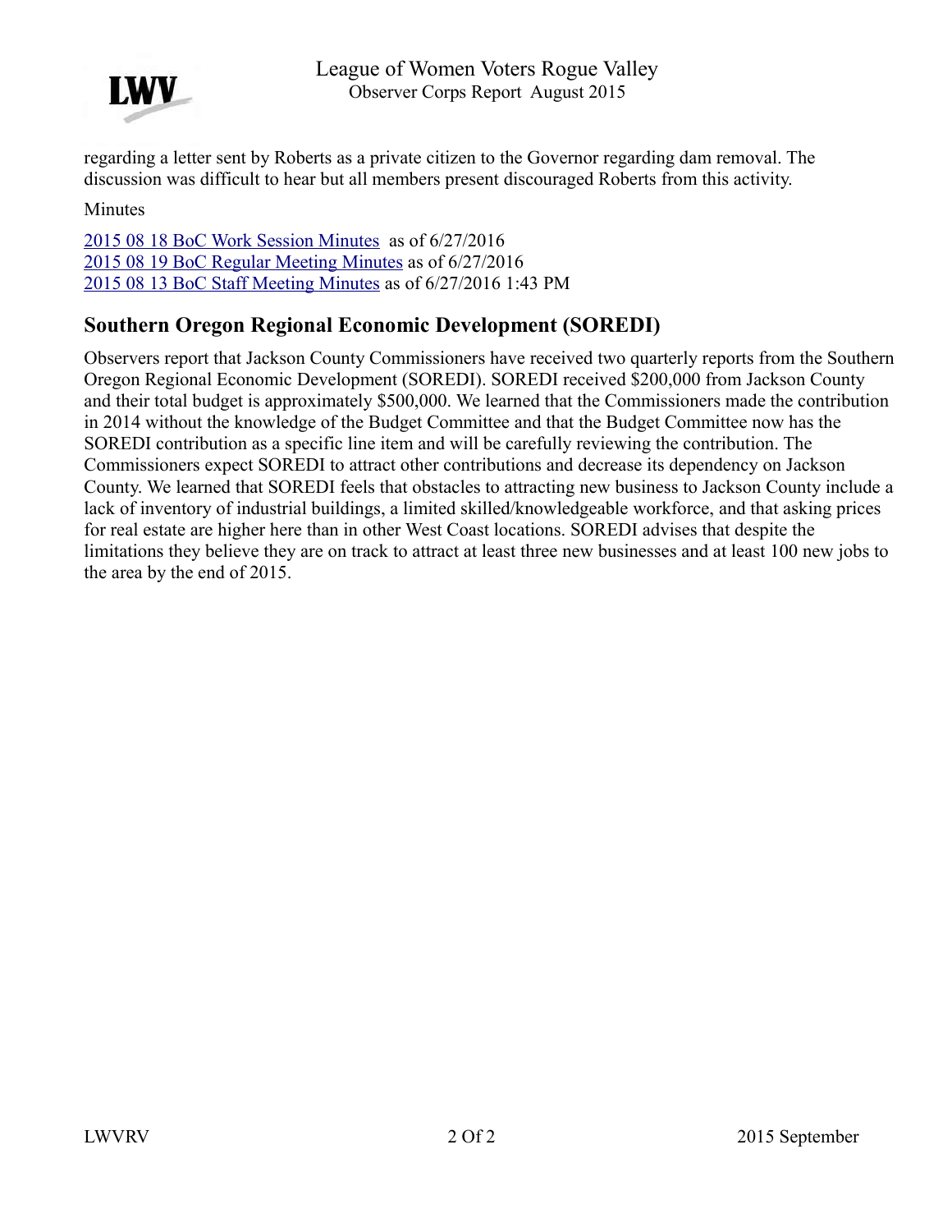regarding a letter sent by Roberts as a private citizen to the Governor regarding dam removal. The discussion was difficult to hear but all members present discouraged Roberts from this activity.

Minutes

[2015 08 18 BoC Work Session Minutes](#) as of 6/27/2016
[2015 08 19 BoC Regular Meeting Minutes](#) as of 6/27/2016
[2015 08 13 BoC Staff Meeting Minutes](#) as of 6/27/2016 1:43 PM

## Southern Oregon Regional Economic Development (SOREDI)

Observers report that Jackson County Commissioners have received two quarterly reports from the Southern Oregon Regional Economic Development (SOREDI). SOREDI received $200,000 from Jackson County and their total budget is approximately $500,000. We learned that the Commissioners made the contribution in 2014 without the knowledge of the Budget Committee and that the Budget Committee now has the SOREDI contribution as a specific line item and will be carefully reviewing the contribution. The Commissioners expect SOREDI to attract other contributions and decrease its dependency on Jackson County. We learned that SOREDI feels that obstacles to attracting new business to Jackson County include a lack of inventory of industrial buildings, a limited skilled/knowledgeable workforce, and that asking prices for real estate are higher here than in other West Coast locations. SOREDI advises that despite the limitations they believe they are on track to attract at least three new businesses and at least 100 new jobs to the area by the end of 2015.